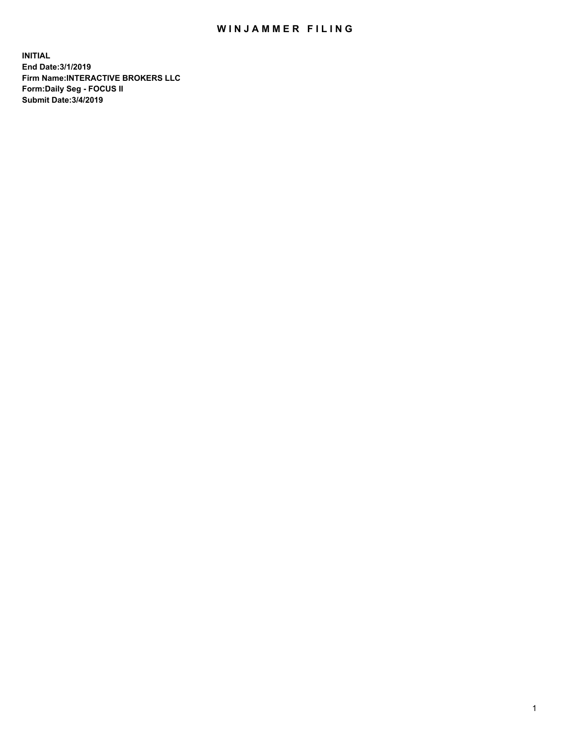# WINJAMMER FILING

**INITIAL**
**End Date:3/1/2019**
**Firm Name:INTERACTIVE BROKERS LLC**
**Form:Daily Seg - FOCUS II**
**Submit Date:3/4/2019**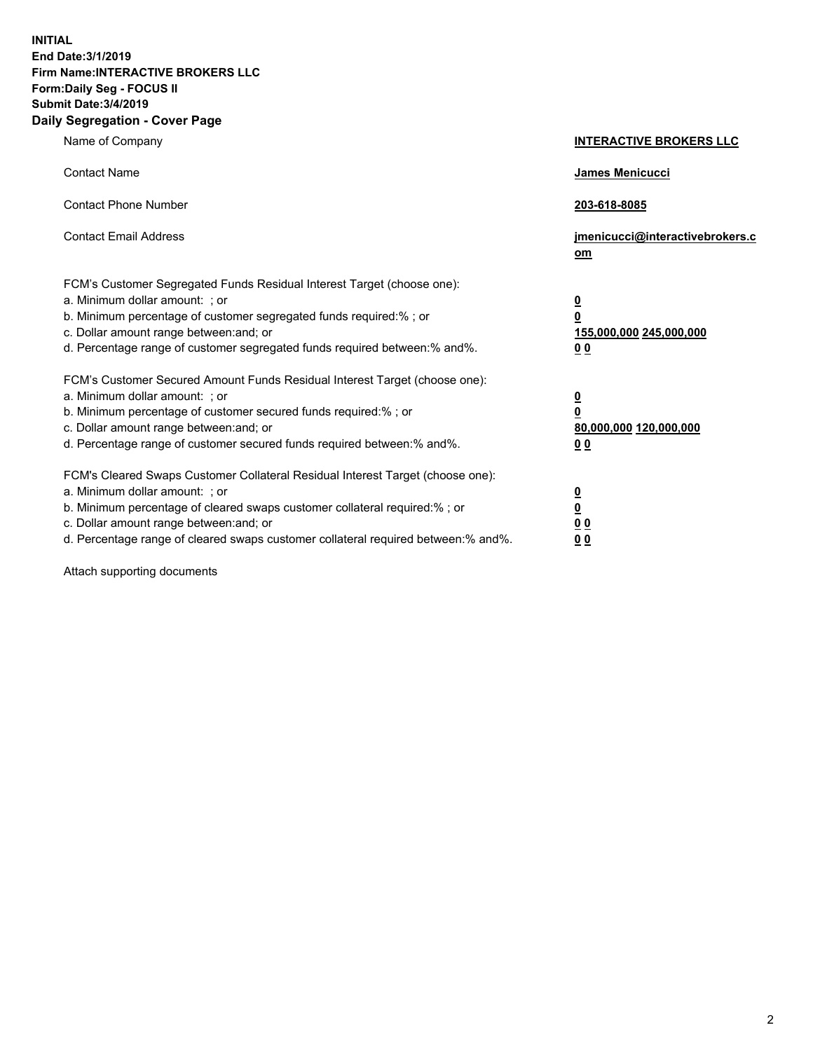**INITIAL**
**End Date:3/1/2019**
**Firm Name:INTERACTIVE BROKERS LLC**
**Form:Daily Seg - FOCUS II**
**Submit Date:3/4/2019**
**Daily Segregation - Cover Page**

| | |
|---|---|
| Name of Company | **INTERACTIVE BROKERS LLC** |
| Contact Name | **James Menicucci** |
| Contact Phone Number | **203-618-8085** |
| Contact Email Address | **jmenicucci@interactivebrokers.com** |

FCM's Customer Segregated Funds Residual Interest Target (choose one):

| | |
|---|---|
| a. Minimum dollar amount: ; or | **0** |
| b. Minimum percentage of customer segregated funds required:% ; or | **0** |
| c. Dollar amount range between:and; or | **155,000,000 245,000,000** |
| d. Percentage range of customer segregated funds required between:% and%. | **0 0** |

FCM's Customer Secured Amount Funds Residual Interest Target (choose one):

| | |
|---|---|
| a. Minimum dollar amount: ; or | **0** |
| b. Minimum percentage of customer secured funds required:% ; or | **0** |
| c. Dollar amount range between:and; or | **80,000,000 120,000,000** |
| d. Percentage range of customer secured funds required between:% and%. | **0 0** |

FCM's Cleared Swaps Customer Collateral Residual Interest Target (choose one):

| | |
|---|---|
| a. Minimum dollar amount: ; or | **0** |
| b. Minimum percentage of cleared swaps customer collateral required:% ; or | **0** |
| c. Dollar amount range between:and; or | **0 0** |
| d. Percentage range of cleared swaps customer collateral required between:% and%. | **0 0** |

Attach supporting documents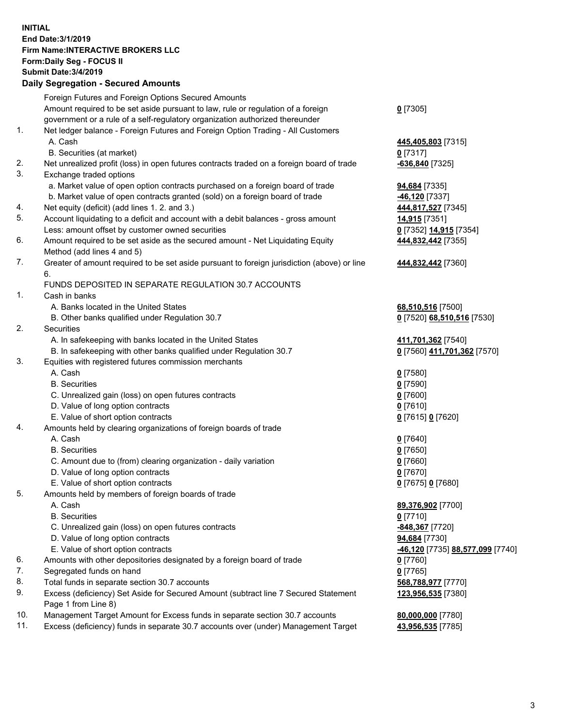**INITIAL**
**End Date:3/1/2019**
**Firm Name:INTERACTIVE BROKERS LLC**
**Form:Daily Seg - FOCUS II**
**Submit Date:3/4/2019**

## Daily Segregation - Secured Amounts

| | | |
|---|---|---|
| | Foreign Futures and Foreign Options Secured Amounts | |
| | Amount required to be set aside pursuant to law, rule or regulation of a foreign government or a rule of a self-regulatory organization authorized thereunder | **0** [7305] |
| 1. | Net ledger balance - Foreign Futures and Foreign Option Trading - All Customers | |
| | A. Cash | **445,405,803** [7315] |
| | B. Securities (at market) | **0** [7317] |
| 2. | Net unrealized profit (loss) in open futures contracts traded on a foreign board of trade | **-636,840** [7325] |
| 3. | Exchange traded options | |
| | a. Market value of open option contracts purchased on a foreign board of trade | **94,684** [7335] |
| | b. Market value of open contracts granted (sold) on a foreign board of trade | **-46,120** [7337] |
| 4. | Net equity (deficit) (add lines 1. 2. and 3.) | **444,817,527** [7345] |
| 5. | Account liquidating to a deficit and account with a debit balances - gross amount | **14,915** [7351] |
| | Less: amount offset by customer owned securities | **0** [7352] **14,915** [7354] |
| 6. | Amount required to be set aside as the secured amount - Net Liquidating Equity Method (add lines 4 and 5) | **444,832,442** [7355] |
| 7. | Greater of amount required to be set aside pursuant to foreign jurisdiction (above) or line 6. | **444,832,442** [7360] |
| | FUNDS DEPOSITED IN SEPARATE REGULATION 30.7 ACCOUNTS | |
| 1. | Cash in banks | |
| | A. Banks located in the United States | **68,510,516** [7500] |
| | B. Other banks qualified under Regulation 30.7 | **0** [7520] **68,510,516** [7530] |
| 2. | Securities | |
| | A. In safekeeping with banks located in the United States | **411,701,362** [7540] |
| | B. In safekeeping with other banks qualified under Regulation 30.7 | **0** [7560] **411,701,362** [7570] |
| 3. | Equities with registered futures commission merchants | |
| | A. Cash | **0** [7580] |
| | B. Securities | **0** [7590] |
| | C. Unrealized gain (loss) on open futures contracts | **0** [7600] |
| | D. Value of long option contracts | **0** [7610] |
| | E. Value of short option contracts | **0** [7615] **0** [7620] |
| 4. | Amounts held by clearing organizations of foreign boards of trade | |
| | A. Cash | **0** [7640] |
| | B. Securities | **0** [7650] |
| | C. Amount due to (from) clearing organization - daily variation | **0** [7660] |
| | D. Value of long option contracts | **0** [7670] |
| | E. Value of short option contracts | **0** [7675] **0** [7680] |
| 5. | Amounts held by members of foreign boards of trade | |
| | A. Cash | **89,376,902** [7700] |
| | B. Securities | **0** [7710] |
| | C. Unrealized gain (loss) on open futures contracts | **-848,367** [7720] |
| | D. Value of long option contracts | **94,684** [7730] |
| | E. Value of short option contracts | **-46,120** [7735] **88,577,099** [7740] |
| 6. | Amounts with other depositories designated by a foreign board of trade | **0** [7760] |
| 7. | Segregated funds on hand | **0** [7765] |
| 8. | Total funds in separate section 30.7 accounts | **568,788,977** [7770] |
| 9. | Excess (deficiency) Set Aside for Secured Amount (subtract line 7 Secured Statement Page 1 from Line 8) | **123,956,535** [7380] |
| 10. | Management Target Amount for Excess funds in separate section 30.7 accounts | **80,000,000** [7780] |
| 11. | Excess (deficiency) funds in separate 30.7 accounts over (under) Management Target | **43,956,535** [7785] |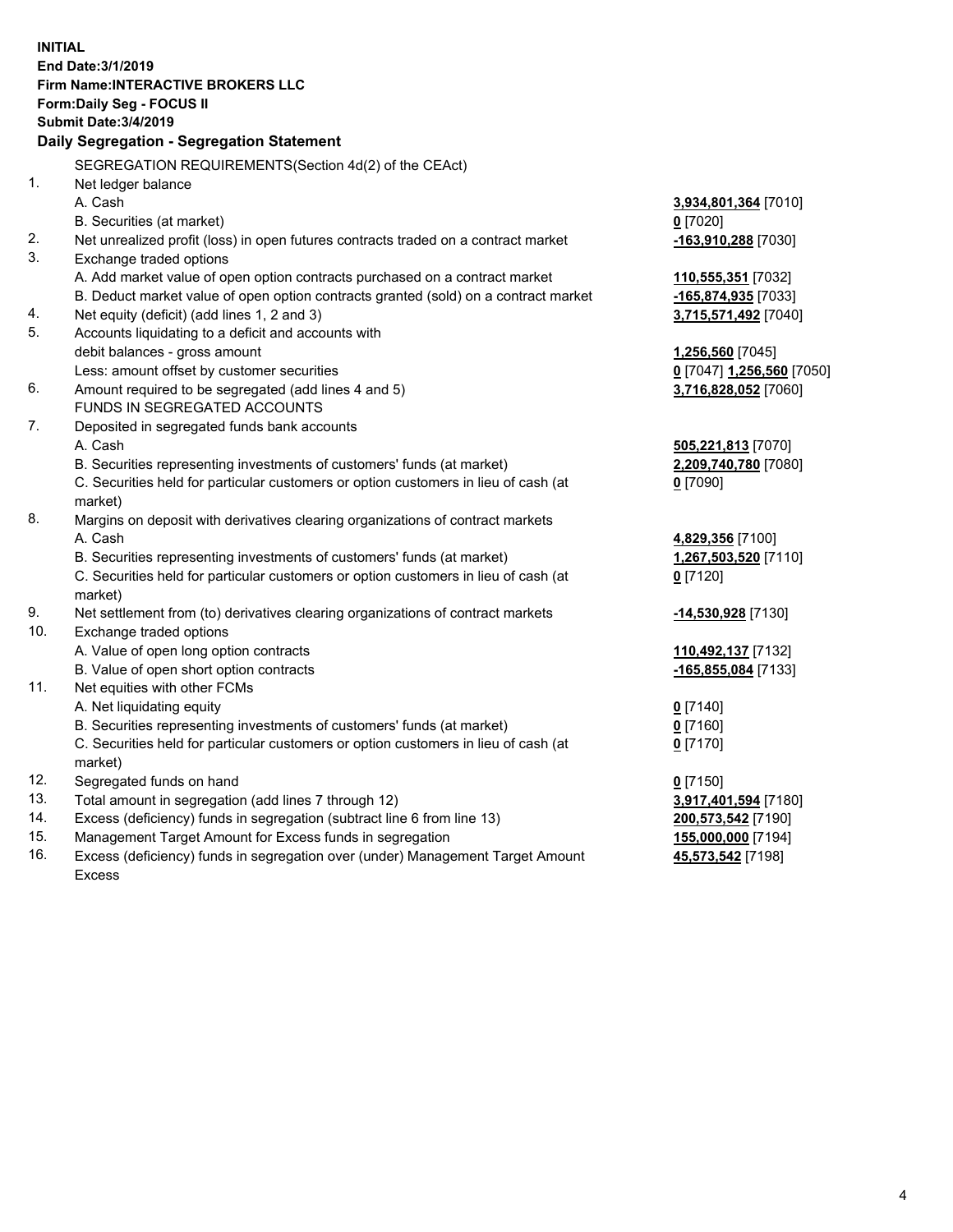**INITIAL**
**End Date:3/1/2019**
**Firm Name:INTERACTIVE BROKERS LLC**
**Form:Daily Seg - FOCUS II**
**Submit Date:3/4/2019**

## Daily Segregation - Segregation Statement

| | SEGREGATION REQUIREMENTS(Section 4d(2) of the CEAct) | |
|---|---|---|
| 1. | Net ledger balance | |
| | A. Cash | **3,934,801,364** [7010] |
| | B. Securities (at market) | **0** [7020] |
| 2. | Net unrealized profit (loss) in open futures contracts traded on a contract market | **-163,910,288** [7030] |
| 3. | Exchange traded options | |
| | A. Add market value of open option contracts purchased on a contract market | **110,555,351** [7032] |
| | B. Deduct market value of open option contracts granted (sold) on a contract market | **-165,874,935** [7033] |
| 4. | Net equity (deficit) (add lines 1, 2 and 3) | **3,715,571,492** [7040] |
| 5. | Accounts liquidating to a deficit and accounts with | |
| | debit balances - gross amount | **1,256,560** [7045] |
| | Less: amount offset by customer securities | **0** [7047] **1,256,560** [7050] |
| 6. | Amount required to be segregated (add lines 4 and 5) | **3,716,828,052** [7060] |
| | FUNDS IN SEGREGATED ACCOUNTS | |
| 7. | Deposited in segregated funds bank accounts | |
| | A. Cash | **505,221,813** [7070] |
| | B. Securities representing investments of customers' funds (at market) | **2,209,740,780** [7080] |
| | C. Securities held for particular customers or option customers in lieu of cash (at market) | **0** [7090] |
| 8. | Margins on deposit with derivatives clearing organizations of contract markets | |
| | A. Cash | **4,829,356** [7100] |
| | B. Securities representing investments of customers' funds (at market) | **1,267,503,520** [7110] |
| | C. Securities held for particular customers or option customers in lieu of cash (at market) | **0** [7120] |
| 9. | Net settlement from (to) derivatives clearing organizations of contract markets | **-14,530,928** [7130] |
| 10. | Exchange traded options | |
| | A. Value of open long option contracts | **110,492,137** [7132] |
| | B. Value of open short option contracts | **-165,855,084** [7133] |
| 11. | Net equities with other FCMs | |
| | A. Net liquidating equity | **0** [7140] |
| | B. Securities representing investments of customers' funds (at market) | **0** [7160] |
| | C. Securities held for particular customers or option customers in lieu of cash (at market) | **0** [7170] |
| 12. | Segregated funds on hand | **0** [7150] |
| 13. | Total amount in segregation (add lines 7 through 12) | **3,917,401,594** [7180] |
| 14. | Excess (deficiency) funds in segregation (subtract line 6 from line 13) | **200,573,542** [7190] |
| 15. | Management Target Amount for Excess funds in segregation | **155,000,000** [7194] |
| 16. | Excess (deficiency) funds in segregation over (under) Management Target Amount Excess | **45,573,542** [7198] |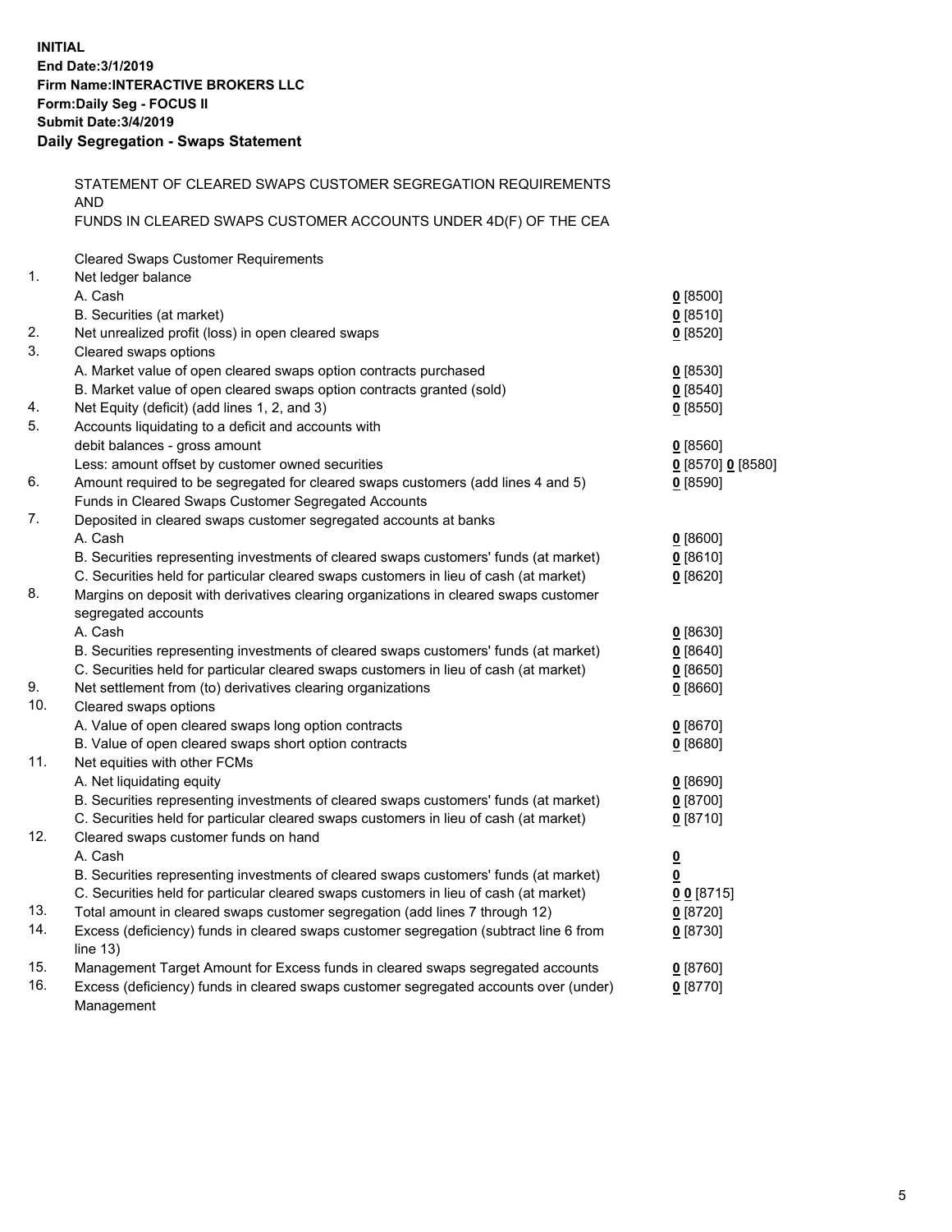**INITIAL**
**End Date:3/1/2019**
**Firm Name:INTERACTIVE BROKERS LLC**
**Form:Daily Seg - FOCUS II**
**Submit Date:3/4/2019**
**Daily Segregation - Swaps Statement**

STATEMENT OF CLEARED SWAPS CUSTOMER SEGREGATION REQUIREMENTS AND FUNDS IN CLEARED SWAPS CUSTOMER ACCOUNTS UNDER 4D(F) OF THE CEA

| | | |
|---|---|---|
| | Cleared Swaps Customer Requirements | |
| 1. | Net ledger balance | |
| | A. Cash | 0 [8500] |
| | B. Securities (at market) | 0 [8510] |
| 2. | Net unrealized profit (loss) in open cleared swaps | 0 [8520] |
| 3. | Cleared swaps options | |
| | A. Market value of open cleared swaps option contracts purchased | 0 [8530] |
| | B. Market value of open cleared swaps option contracts granted (sold) | 0 [8540] |
| 4. | Net Equity (deficit) (add lines 1, 2, and 3) | 0 [8550] |
| 5. | Accounts liquidating to a deficit and accounts with debit balances - gross amount | 0 [8560] |
| | Less: amount offset by customer owned securities | 0 [8570] 0 [8580] |
| 6. | Amount required to be segregated for cleared swaps customers (add lines 4 and 5) | 0 [8590] |
| | Funds in Cleared Swaps Customer Segregated Accounts | |
| 7. | Deposited in cleared swaps customer segregated accounts at banks | |
| | A. Cash | 0 [8600] |
| | B. Securities representing investments of cleared swaps customers' funds (at market) | 0 [8610] |
| | C. Securities held for particular cleared swaps customers in lieu of cash (at market) | 0 [8620] |
| 8. | Margins on deposit with derivatives clearing organizations in cleared swaps customer segregated accounts | |
| | A. Cash | 0 [8630] |
| | B. Securities representing investments of cleared swaps customers' funds (at market) | 0 [8640] |
| | C. Securities held for particular cleared swaps customers in lieu of cash (at market) | 0 [8650] |
| 9. | Net settlement from (to) derivatives clearing organizations | 0 [8660] |
| 10. | Cleared swaps options | |
| | A. Value of open cleared swaps long option contracts | 0 [8670] |
| | B. Value of open cleared swaps short option contracts | 0 [8680] |
| 11. | Net equities with other FCMs | |
| | A. Net liquidating equity | 0 [8690] |
| | B. Securities representing investments of cleared swaps customers' funds (at market) | 0 [8700] |
| | C. Securities held for particular cleared swaps customers in lieu of cash (at market) | 0 [8710] |
| 12. | Cleared swaps customer funds on hand | |
| | A. Cash | 0 |
| | B. Securities representing investments of cleared swaps customers' funds (at market) | 0 |
| | C. Securities held for particular cleared swaps customers in lieu of cash (at market) | 0 0 [8715] |
| 13. | Total amount in cleared swaps customer segregation (add lines 7 through 12) | 0 [8720] |
| 14. | Excess (deficiency) funds in cleared swaps customer segregation (subtract line 6 from line 13) | 0 [8730] |
| 15. | Management Target Amount for Excess funds in cleared swaps segregated accounts | 0 [8760] |
| 16. | Excess (deficiency) funds in cleared swaps customer segregated accounts over (under) Management | 0 [8770] |